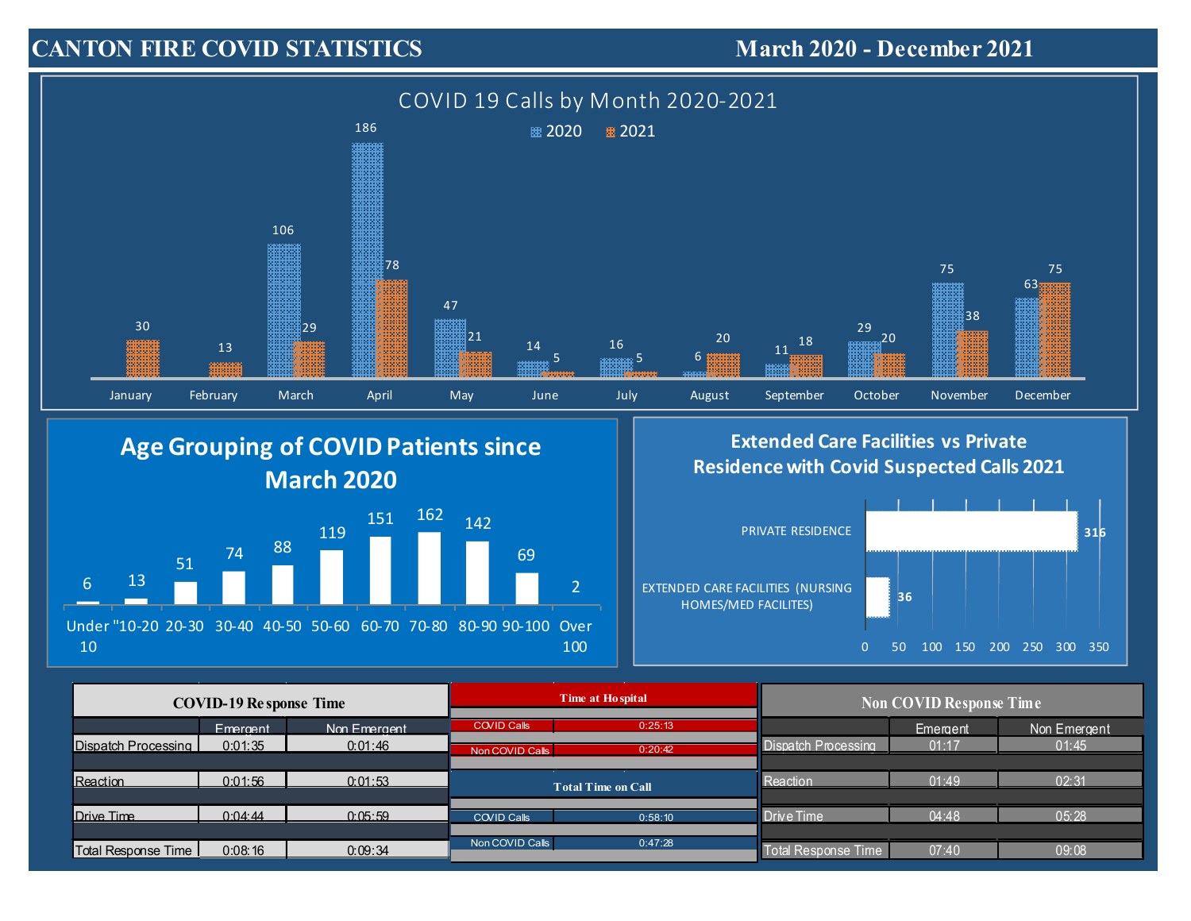# CANTON FIRE COVID STATISTICS

**March 2020 - December 2021**

## COVID 19 Calls by Month 2020-2021

| Month | 2020 | 2021 |
|---|---|---|
| January | | 30 |
| February | | 13 |
| March | 106 | 29 |
| April | 186 | 78 |
| May | 47 | 21 |
| June | 14 | 5 |
| July | 16 | 5 |
| August | 6 | 20 |
| September | 11 | 18 |
| October | 29 | 20 |
| November | 75 | 38 |
| December | 63 | 75 |

## Age Grouping of COVID Patients since March 2020

| Age Group | Patients |
|---|---|
| Under 10 | 6 |
| "10-20 | 13 |
| 20-30 | 51 |
| 30-40 | 74 |
| 40-50 | 88 |
| 50-60 | 119 |
| 60-70 | 151 |
| 70-80 | 162 |
| 80-90 | 142 |
| 90-100 | 69 |
| Over 100 | 2 |

## Extended Care Facilities vs Private Residence with Covid Suspected Calls 2021

| Location | Calls |
|---|---|
| PRIVATE RESIDENCE | 316 |
| EXTENDED CARE FACILITIES (NURSING HOMES/MED FACILITES) | 36 |

## COVID-19 Response Time

| | Emergent | Non Emergent |
|---|---|---|
| Dispatch Processing | 0:01:35 | 0:01:46 |
| Reaction | 0:01:56 | 0:01:53 |
| Drive Time | 0:04:44 | 0:05:59 |
| Total Response Time | 0:08:16 | 0:09:34 |

## Time at Hospital

| | |
|---|---|
| COVID Calls | 0:25:13 |
| Non COVID Calls | 0:20:42 |

## Total Time on Call

| | |
|---|---|
| COVID Calls | 0:58:10 |
| Non COVID Calls | 0:47:28 |

## Non COVID Response Time

| | Emergent | Non Emergent |
|---|---|---|
| Dispatch Processing | 01:17 | 01:45 |
| Reaction | 01:49 | 02:31 |
| Drive Time | 04:48 | 05:28 |
| Total Response Time | 07:40 | 09:08 |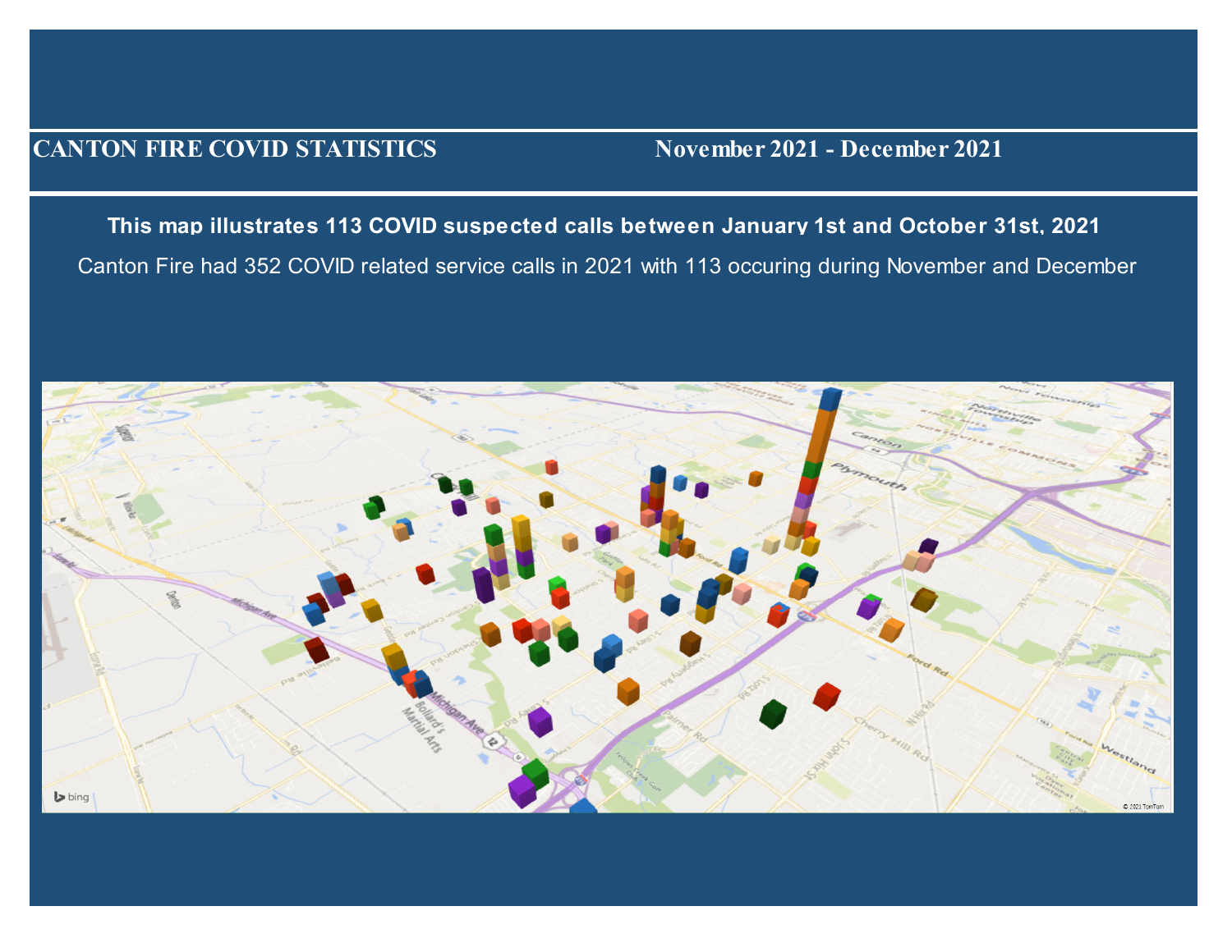# CANTON FIRE COVID STATISTICS

**November 2021 - December 2021**

**This map illustrates 113 COVID suspected calls between January 1st and October 31st, 2021**

Canton Fire had 352 COVID related service calls in 2021 with 113 occuring during November and December